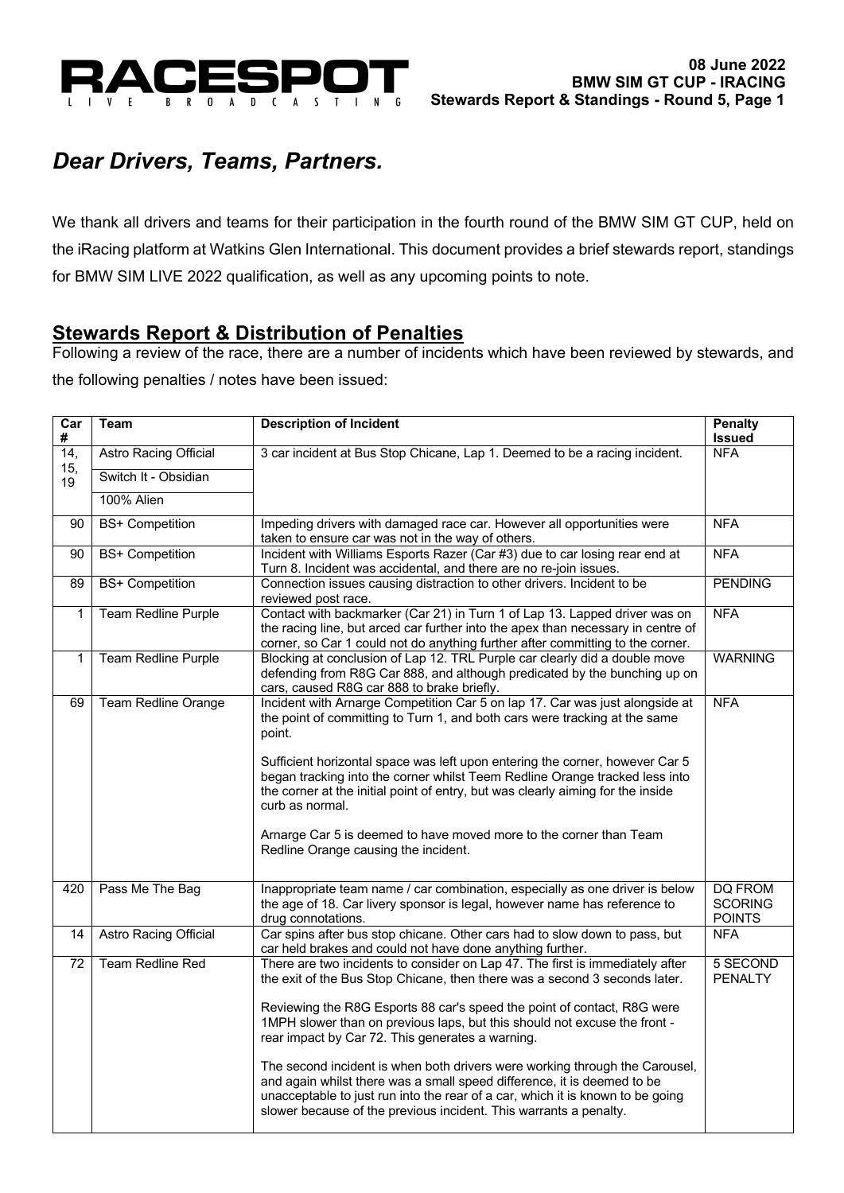# Dear Drivers, Teams, Partners.

We thank all drivers and teams for their participation in the fourth round of the BMW SIM GT CUP, held on the iRacing platform at Watkins Glen International. This document provides a brief stewards report, standings for BMW SIM LIVE 2022 qualification, as well as any upcoming points to note.

## Stewards Report & Distribution of Penalties

Following a review of the race, there are a number of incidents which have been reviewed by stewards, and the following penalties / notes have been issued:

| Car # | Team | Description of Incident | Penalty Issued |
|---|---|---|---|
| 14, 15, 19 | Astro Racing Official<br>Switch It - Obsidian<br>100% Alien | 3 car incident at Bus Stop Chicane, Lap 1. Deemed to be a racing incident. | NFA |
| 90 | BS+ Competition | Impeding drivers with damaged race car. However all opportunities were taken to ensure car was not in the way of others. | NFA |
| 90 | BS+ Competition | Incident with Williams Esports Razer (Car #3) due to car losing rear end at Turn 8. Incident was accidental, and there are no re-join issues. | NFA |
| 89 | BS+ Competition | Connection issues causing distraction to other drivers. Incident to be reviewed post race. | PENDING |
| 1 | Team Redline Purple | Contact with backmarker (Car 21) in Turn 1 of Lap 13. Lapped driver was on the racing line, but arced car further into the apex than necessary in centre of corner, so Car 1 could not do anything further after committing to the corner. | NFA |
| 1 | Team Redline Purple | Blocking at conclusion of Lap 12. TRL Purple car clearly did a double move defending from R8G Car 888, and although predicated by the bunching up on cars, caused R8G car 888 to brake briefly. | WARNING |
| 69 | Team Redline Orange | Incident with Arnarge Competition Car 5 on lap 17. Car was just alongside at the point of committing to Turn 1, and both cars were tracking at the same point.<br><br>Sufficient horizontal space was left upon entering the corner, however Car 5 began tracking into the corner whilst Teem Redline Orange tracked less into the corner at the initial point of entry, but was clearly aiming for the inside curb as normal.<br><br>Arnarge Car 5 is deemed to have moved more to the corner than Team Redline Orange causing the incident. | NFA |
| 420 | Pass Me The Bag | Inappropriate team name / car combination, especially as one driver is below the age of 18. Car livery sponsor is legal, however name has reference to drug connotations. | DQ FROM SCORING POINTS |
| 14 | Astro Racing Official | Car spins after bus stop chicane. Other cars had to slow down to pass, but car held brakes and could not have done anything further. | NFA |
| 72 | Team Redline Red | There are two incidents to consider on Lap 47. The first is immediately after the exit of the Bus Stop Chicane, then there was a second 3 seconds later.<br><br>Reviewing the R8G Esports 88 car's speed the point of contact, R8G were 1MPH slower than on previous laps, but this should not excuse the front - rear impact by Car 72. This generates a warning.<br><br>The second incident is when both drivers were working through the Carousel, and again whilst there was a small speed difference, it is deemed to be unacceptable to just run into the rear of a car, which it is known to be going slower because of the previous incident. This warrants a penalty. | 5 SECOND PENALTY |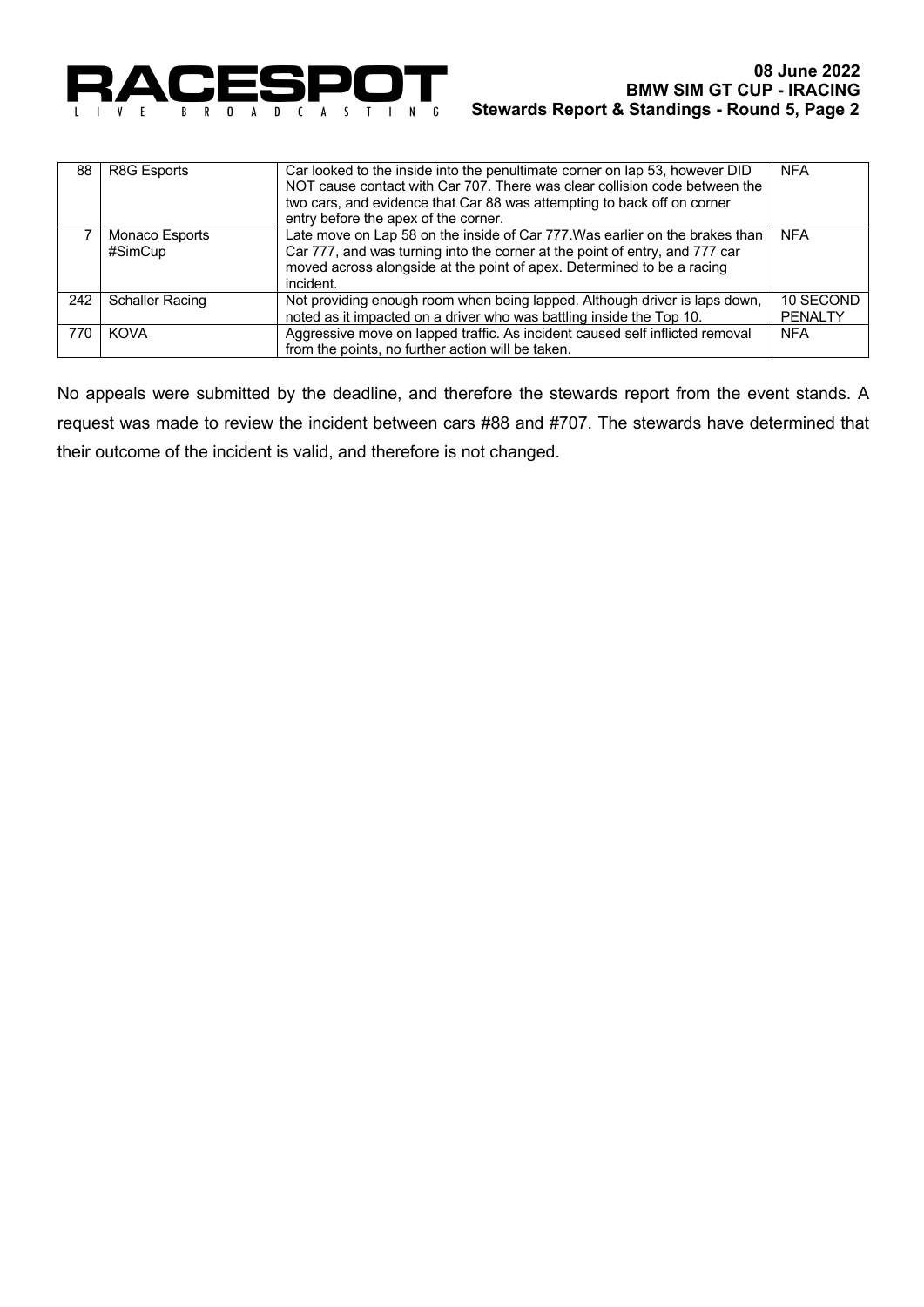| 88 | R8G Esports | Car looked to the inside into the penultimate corner on lap 53, however DID NOT cause contact with Car 707. There was clear collision code between the two cars, and evidence that Car 88 was attempting to back off on corner entry before the apex of the corner. | NFA |
|---|---|---|---|
| 7 | Monaco Esports #SimCup | Late move on Lap 58 on the inside of Car 777.Was earlier on the brakes than Car 777, and was turning into the corner at the point of entry, and 777 car moved across alongside at the point of apex. Determined to be a racing incident. | NFA |
| 242 | Schaller Racing | Not providing enough room when being lapped. Although driver is laps down, noted as it impacted on a driver who was battling inside the Top 10. | 10 SECOND PENALTY |
| 770 | KOVA | Aggressive move on lapped traffic. As incident caused self inflicted removal from the points, no further action will be taken. | NFA |

No appeals were submitted by the deadline, and therefore the stewards report from the event stands. A request was made to review the incident between cars #88 and #707. The stewards have determined that their outcome of the incident is valid, and therefore is not changed.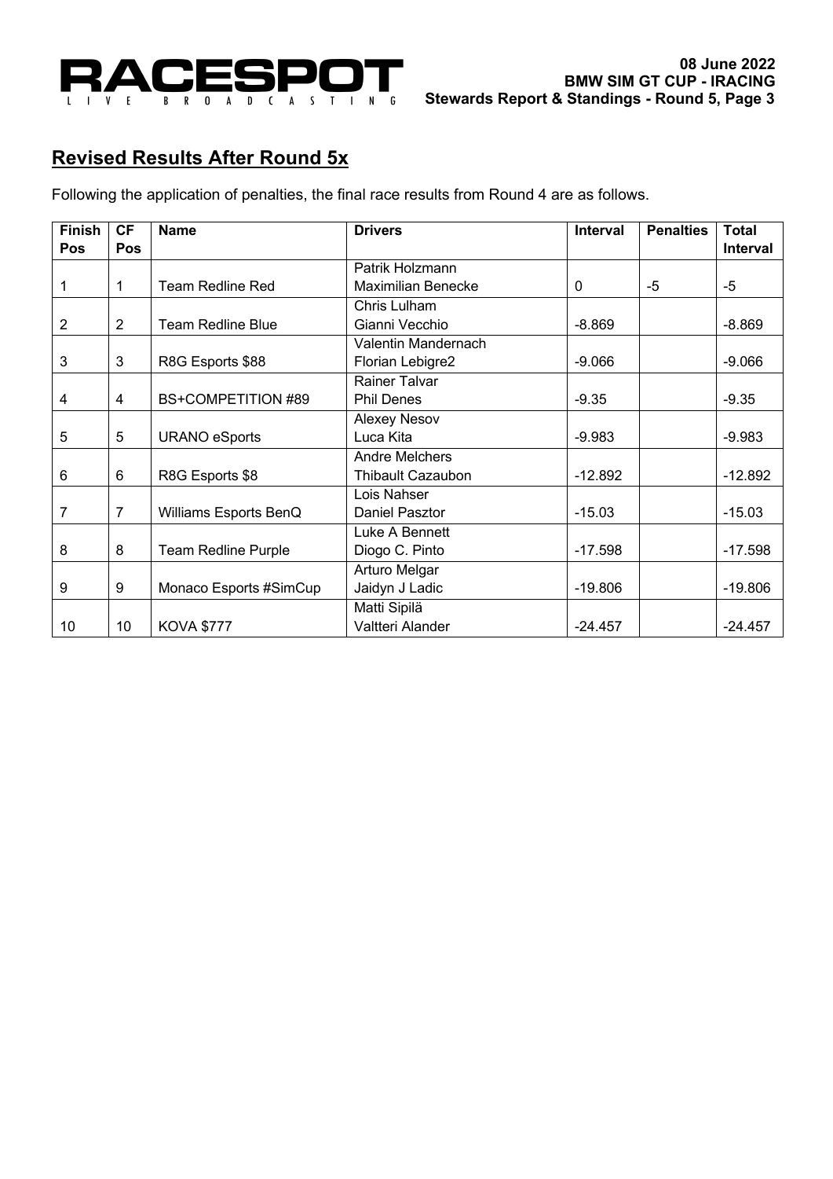## Revised Results After Round 5x

Following the application of penalties, the final race results from Round 4 are as follows.

| Finish Pos | CF Pos | Name | Drivers | Interval | Penalties | Total Interval |
|---|---|---|---|---|---|---|
| 1 | 1 | Team Redline Red | Patrik Holzmann<br>Maximilian Benecke | 0 | -5 | -5 |
| 2 | 2 | Team Redline Blue | Chris Lulham<br>Gianni Vecchio | -8.869 | | -8.869 |
| 3 | 3 | R8G Esports $88 | Valentin Mandernach<br>Florian Lebigre2 | -9.066 | | -9.066 |
| 4 | 4 | BS+COMPETITION #89 | Rainer Talvar<br>Phil Denes | -9.35 | | -9.35 |
| 5 | 5 | URANO eSports | Alexey Nesov<br>Luca Kita | -9.983 | | -9.983 |
| 6 | 6 | R8G Esports $8 | Andre Melchers<br>Thibault Cazaubon | -12.892 | | -12.892 |
| 7 | 7 | Williams Esports BenQ | Lois Nahser<br>Daniel Pasztor | -15.03 | | -15.03 |
| 8 | 8 | Team Redline Purple | Luke A Bennett<br>Diogo C. Pinto | -17.598 | | -17.598 |
| 9 | 9 | Monaco Esports #SimCup | Arturo Melgar<br>Jaidyn J Ladic | -19.806 | | -19.806 |
| 10 | 10 | KOVA $777 | Matti Sipilä<br>Valtteri Alander | -24.457 | | -24.457 |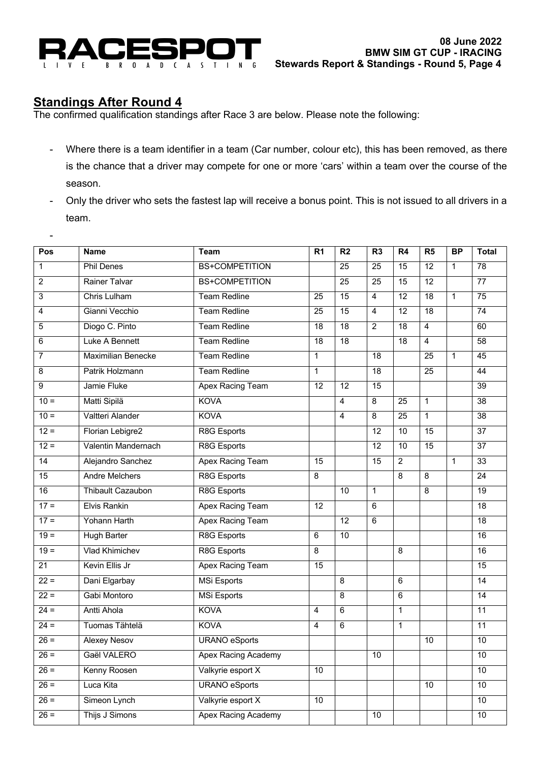## Standings After Round 4

The confirmed qualification standings after Race 3 are below. Please note the following:

- Where there is a team identifier in a team (Car number, colour etc), this has been removed, as there is the chance that a driver may compete for one or more 'cars' within a team over the course of the season.
- Only the driver who sets the fastest lap will receive a bonus point. This is not issued to all drivers in a team.
-

| Pos | Name | Team | R1 | R2 | R3 | R4 | R5 | BP | Total |
|---|---|---|---|---|---|---|---|---|---|
| 1 | Phil Denes | BS+COMPETITION | | 25 | 25 | 15 | 12 | 1 | 78 |
| 2 | Rainer Talvar | BS+COMPETITION | | 25 | 25 | 15 | 12 | | 77 |
| 3 | Chris Lulham | Team Redline | 25 | 15 | 4 | 12 | 18 | 1 | 75 |
| 4 | Gianni Vecchio | Team Redline | 25 | 15 | 4 | 12 | 18 | | 74 |
| 5 | Diogo C. Pinto | Team Redline | 18 | 18 | 2 | 18 | 4 | | 60 |
| 6 | Luke A Bennett | Team Redline | 18 | 18 | | 18 | 4 | | 58 |
| 7 | Maximilian Benecke | Team Redline | 1 | | 18 | | 25 | 1 | 45 |
| 8 | Patrik Holzmann | Team Redline | 1 | | 18 | | 25 | | 44 |
| 9 | Jamie Fluke | Apex Racing Team | 12 | 12 | 15 | | | | 39 |
| 10 = | Matti Sipilä | KOVA | | 4 | 8 | 25 | 1 | | 38 |
| 10 = | Valtteri Alander | KOVA | | 4 | 8 | 25 | 1 | | 38 |
| 12 = | Florian Lebigre2 | R8G Esports | | | 12 | 10 | 15 | | 37 |
| 12 = | Valentin Mandernach | R8G Esports | | | 12 | 10 | 15 | | 37 |
| 14 | Alejandro Sanchez | Apex Racing Team | 15 | | 15 | 2 | | 1 | 33 |
| 15 | Andre Melchers | R8G Esports | 8 | | | 8 | 8 | | 24 |
| 16 | Thibault Cazaubon | R8G Esports | | 10 | 1 | | 8 | | 19 |
| 17 = | Elvis Rankin | Apex Racing Team | 12 | | 6 | | | | 18 |
| 17 = | Yohann Harth | Apex Racing Team | | 12 | 6 | | | | 18 |
| 19 = | Hugh Barter | R8G Esports | 6 | 10 | | | | | 16 |
| 19 = | Vlad Khimichev | R8G Esports | 8 | | | 8 | | | 16 |
| 21 | Kevin Ellis Jr | Apex Racing Team | 15 | | | | | | 15 |
| 22 = | Dani Elgarbay | MSi Esports | | 8 | | 6 | | | 14 |
| 22 = | Gabi Montoro | MSi Esports | | 8 | | 6 | | | 14 |
| 24 = | Antti Ahola | KOVA | 4 | 6 | | 1 | | | 11 |
| 24 = | Tuomas Tähtelä | KOVA | 4 | 6 | | 1 | | | 11 |
| 26 = | Alexey Nesov | URANO eSports | | | | | 10 | | 10 |
| 26 = | Gaël VALERO | Apex Racing Academy | | | 10 | | | | 10 |
| 26 = | Kenny Roosen | Valkyrie esport X | 10 | | | | | | 10 |
| 26 = | Luca Kita | URANO eSports | | | | | 10 | | 10 |
| 26 = | Simeon Lynch | Valkyrie esport X | 10 | | | | | | 10 |
| 26 = | Thijs J Simons | Apex Racing Academy | | | 10 | | | | 10 |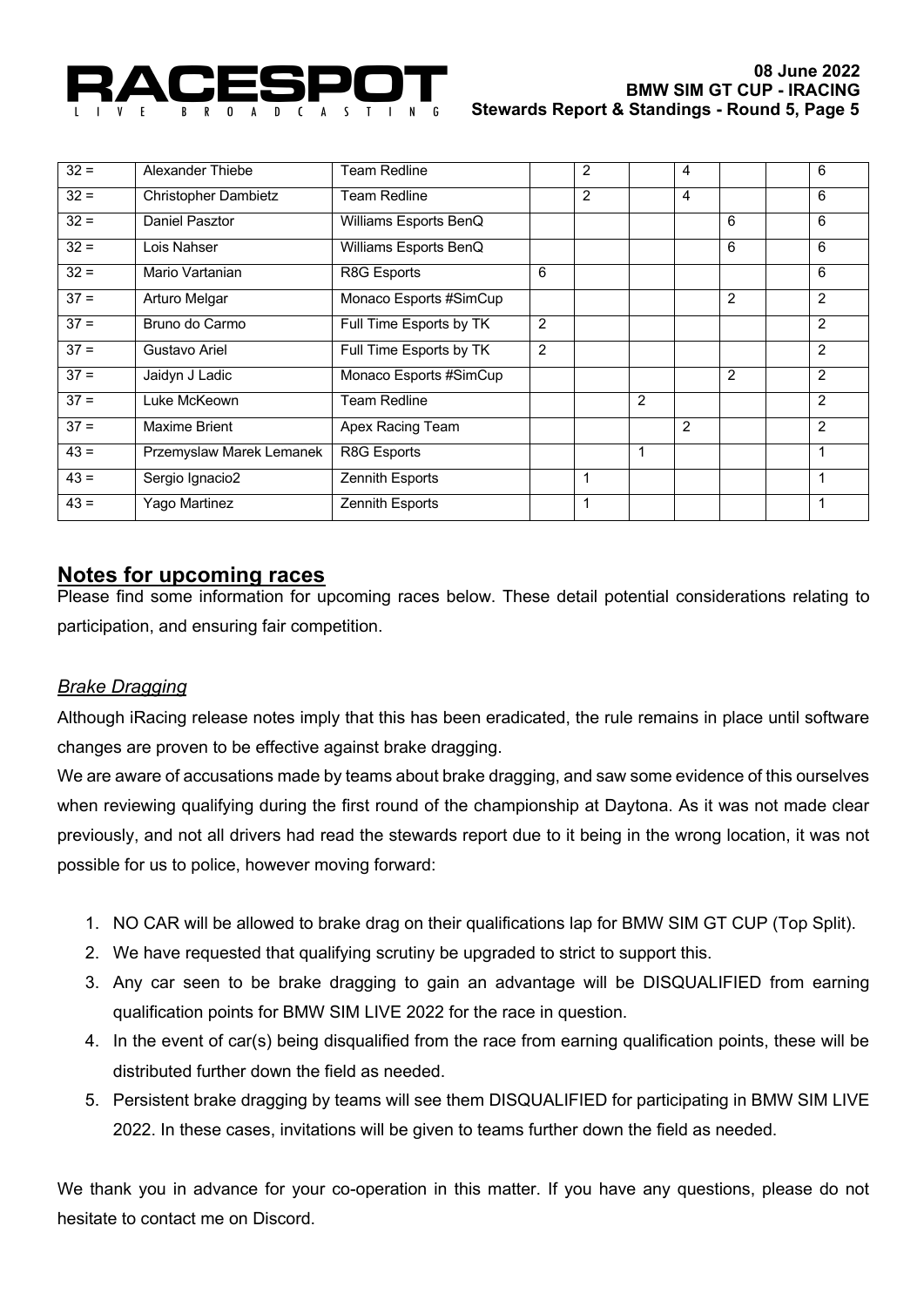| | | | | | | | | | |
|---|---|---|---|---|---|---|---|---|---|
| 32 = | Alexander Thiebe | Team Redline | | 2 | | 4 | | | 6 |
| 32 = | Christopher Dambietz | Team Redline | | 2 | | 4 | | | 6 |
| 32 = | Daniel Pasztor | Williams Esports BenQ | | | | | 6 | | 6 |
| 32 = | Lois Nahser | Williams Esports BenQ | | | | | 6 | | 6 |
| 32 = | Mario Vartanian | R8G Esports | 6 | | | | | | 6 |
| 37 = | Arturo Melgar | Monaco Esports #SimCup | | | | | 2 | | 2 |
| 37 = | Bruno do Carmo | Full Time Esports by TK | 2 | | | | | | 2 |
| 37 = | Gustavo Ariel | Full Time Esports by TK | 2 | | | | | | 2 |
| 37 = | Jaidyn J Ladic | Monaco Esports #SimCup | | | | | 2 | | 2 |
| 37 = | Luke McKeown | Team Redline | | | 2 | | | | 2 |
| 37 = | Maxime Brient | Apex Racing Team | | | | 2 | | | 2 |
| 43 = | Przemyslaw Marek Lemanek | R8G Esports | | | 1 | | | | 1 |
| 43 = | Sergio Ignacio2 | Zennith Esports | | 1 | | | | | 1 |
| 43 = | Yago Martinez | Zennith Esports | | 1 | | | | | 1 |

## Notes for upcoming races

Please find some information for upcoming races below. These detail potential considerations relating to participation, and ensuring fair competition.

### *Brake Dragging*

Although iRacing release notes imply that this has been eradicated, the rule remains in place until software changes are proven to be effective against brake dragging.

We are aware of accusations made by teams about brake dragging, and saw some evidence of this ourselves when reviewing qualifying during the first round of the championship at Daytona. As it was not made clear previously, and not all drivers had read the stewards report due to it being in the wrong location, it was not possible for us to police, however moving forward:

1. NO CAR will be allowed to brake drag on their qualifications lap for BMW SIM GT CUP (Top Split).
2. We have requested that qualifying scrutiny be upgraded to strict to support this.
3. Any car seen to be brake dragging to gain an advantage will be DISQUALIFIED from earning qualification points for BMW SIM LIVE 2022 for the race in question.
4. In the event of car(s) being disqualified from the race from earning qualification points, these will be distributed further down the field as needed.
5. Persistent brake dragging by teams will see them DISQUALIFIED for participating in BMW SIM LIVE 2022. In these cases, invitations will be given to teams further down the field as needed.

We thank you in advance for your co-operation in this matter. If you have any questions, please do not hesitate to contact me on Discord.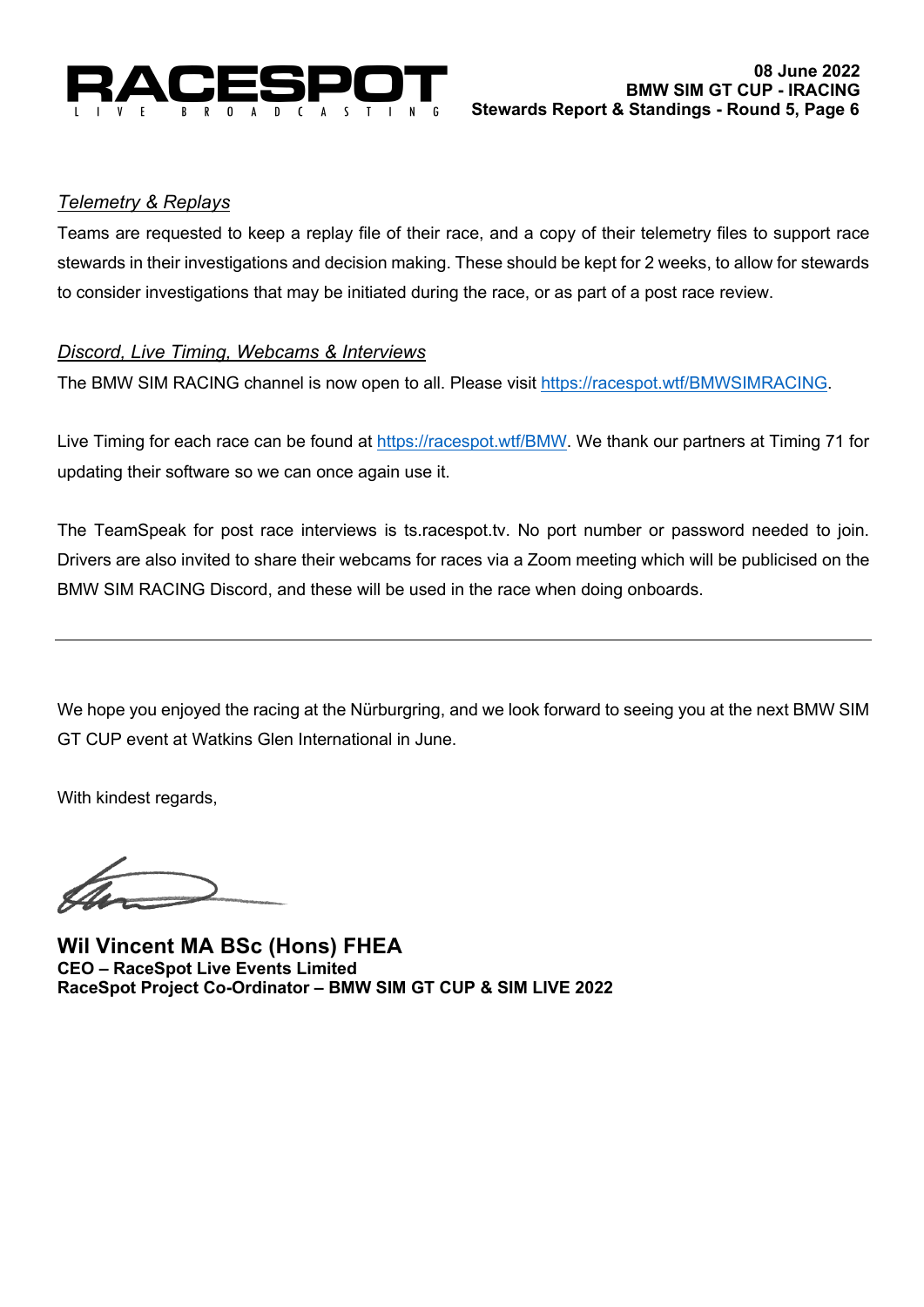*Telemetry & Replays*

Teams are requested to keep a replay file of their race, and a copy of their telemetry files to support race stewards in their investigations and decision making. These should be kept for 2 weeks, to allow for stewards to consider investigations that may be initiated during the race, or as part of a post race review.

*Discord, Live Timing, Webcams & Interviews*

The BMW SIM RACING channel is now open to all. Please visit https://racespot.wtf/BMWSIMRACING.

Live Timing for each race can be found at https://racespot.wtf/BMW. We thank our partners at Timing 71 for updating their software so we can once again use it.

The TeamSpeak for post race interviews is ts.racespot.tv. No port number or password needed to join. Drivers are also invited to share their webcams for races via a Zoom meeting which will be publicised on the BMW SIM RACING Discord, and these will be used in the race when doing onboards.

---

We hope you enjoyed the racing at the Nürburgring, and we look forward to seeing you at the next BMW SIM GT CUP event at Watkins Glen International in June.

With kindest regards,

**Wil Vincent MA BSc (Hons) FHEA**
**CEO – RaceSpot Live Events Limited**
**RaceSpot Project Co-Ordinator – BMW SIM GT CUP & SIM LIVE 2022**